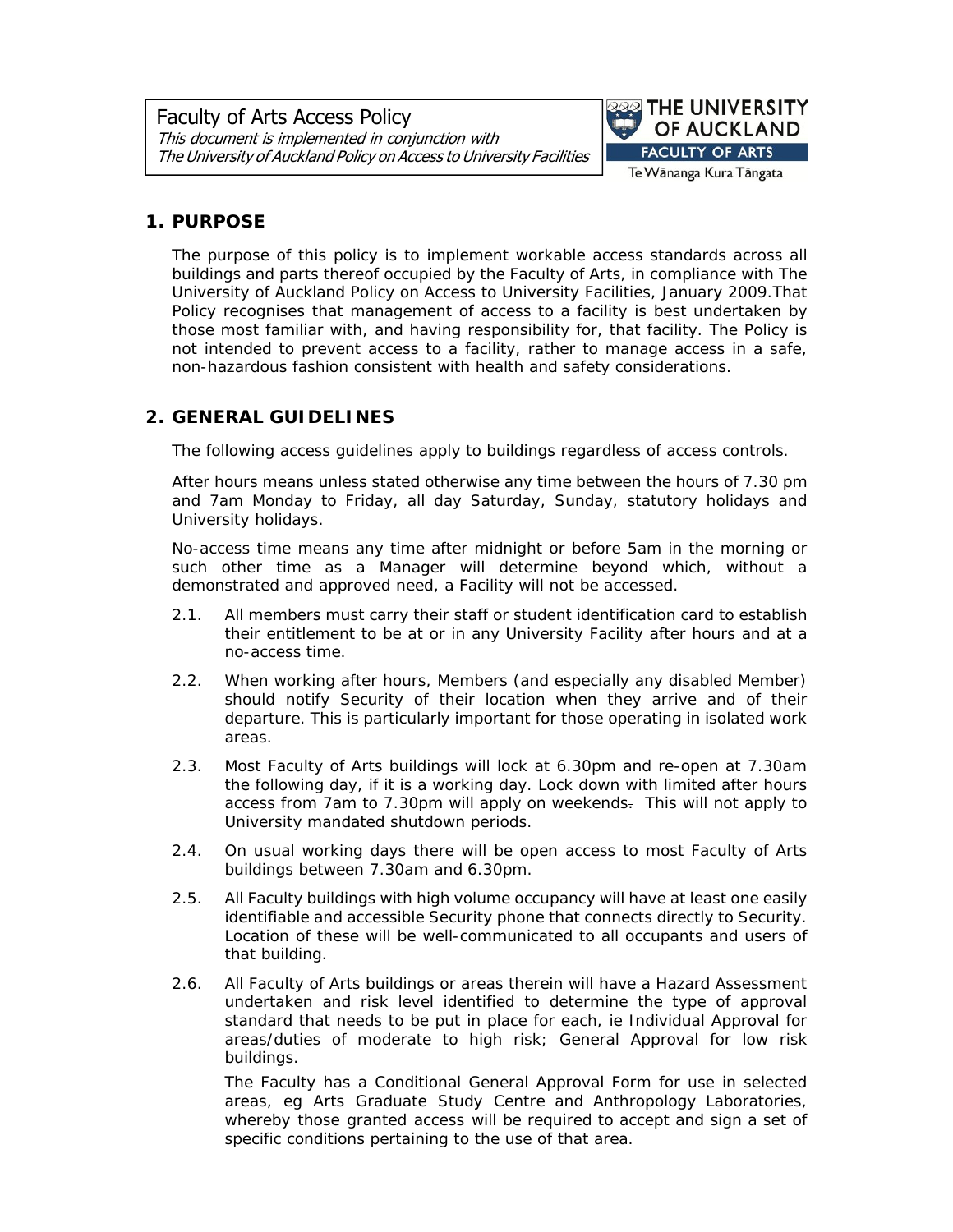# Faculty of Arts Access Policy

*This document is implemented in conjunction with The University of Auckland Policy on Access to University Facilities*

THE UNIVERSITY OF AUCKLAND
FACULTY OF ARTS
Te Wānanga Kura Tāngata

## 1. PURPOSE

The purpose of this policy is to implement workable access standards across all buildings and parts thereof occupied by the Faculty of Arts, in compliance with The University of Auckland Policy on Access to University Facilities, January 2009.That Policy recognises that management of access to a facility is best undertaken by those most familiar with, and having responsibility for, that facility. The Policy is not intended to prevent access to a facility, rather to manage access in a safe, non-hazardous fashion consistent with health and safety considerations.

## 2. GENERAL GUIDELINES

The following access guidelines apply to buildings regardless of access controls.

After hours means unless stated otherwise any time between the hours of 7.30 pm and 7am Monday to Friday, all day Saturday, Sunday, statutory holidays and University holidays.

No-access time means any time after midnight or before 5am in the morning or such other time as a Manager will determine beyond which, without a demonstrated and approved need, a Facility will not be accessed.

2.1. All members must carry their staff or student identification card to establish their entitlement to be at or in any University Facility after hours and at a no-access time.

2.2. When working after hours, Members (and especially any disabled Member) should notify Security of their location when they arrive and of their departure. This is particularly important for those operating in isolated work areas.

2.3. Most Faculty of Arts buildings will lock at 6.30pm and re-open at 7.30am the following day, if it is a working day. Lock down with limited after hours access from 7am to 7.30pm will apply on weekends. This will not apply to University mandated shutdown periods.

2.4. On usual working days there will be open access to most Faculty of Arts buildings between 7.30am and 6.30pm.

2.5. All Faculty buildings with high volume occupancy will have at least one easily identifiable and accessible Security phone that connects directly to Security. Location of these will be well-communicated to all occupants and users of that building.

2.6. All Faculty of Arts buildings or areas therein will have a Hazard Assessment undertaken and risk level identified to determine the type of approval standard that needs to be put in place for each, ie Individual Approval for areas/duties of moderate to high risk; General Approval for low risk buildings.

The Faculty has a Conditional General Approval Form for use in selected areas, eg Arts Graduate Study Centre and Anthropology Laboratories, whereby those granted access will be required to accept and sign a set of specific conditions pertaining to the use of that area.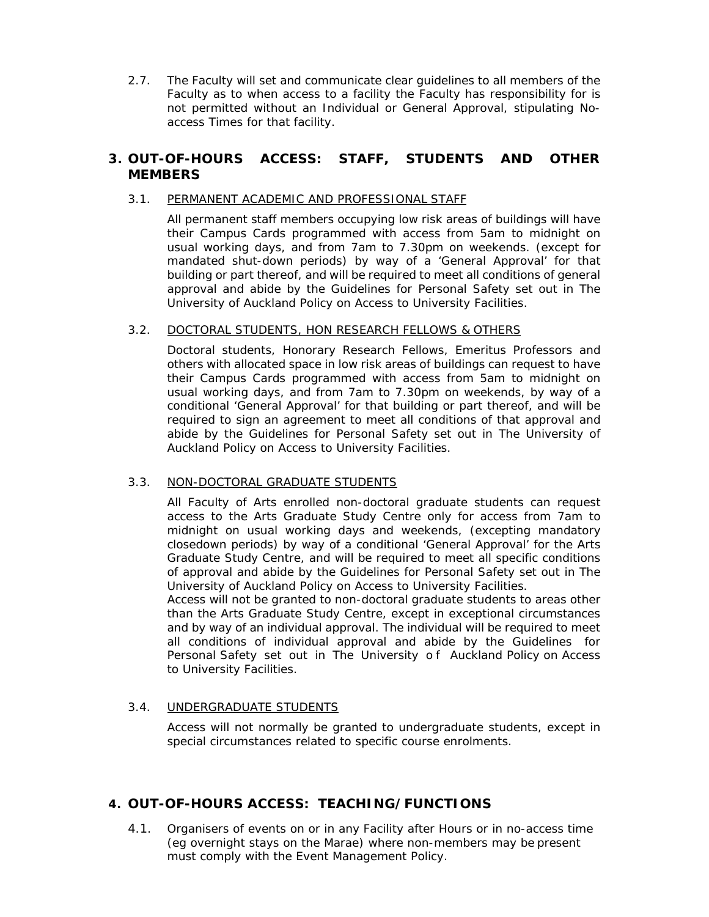2.7. The Faculty will set and communicate clear guidelines to all members of the Faculty as to when access to a facility the Faculty has responsibility for is not permitted without an Individual or General Approval, stipulating No-access Times for that facility.

## 3. OUT-OF-HOURS ACCESS: STAFF, STUDENTS AND OTHER MEMBERS

3.1. PERMANENT ACADEMIC AND PROFESSIONAL STAFF

All permanent staff members occupying low risk areas of buildings will have their Campus Cards programmed with access from 5am to midnight on usual working days, and from 7am to 7.30pm on weekends. (except for mandated shut-down periods) by way of a 'General Approval' for that building or part thereof, and will be required to meet all conditions of general approval and abide by the Guidelines for Personal Safety set out in The University of Auckland Policy on Access to University Facilities.

3.2. DOCTORAL STUDENTS, HON RESEARCH FELLOWS & OTHERS

Doctoral students, Honorary Research Fellows, Emeritus Professors and others with allocated space in low risk areas of buildings can request to have their Campus Cards programmed with access from 5am to midnight on usual working days, and from 7am to 7.30pm on weekends, by way of a conditional 'General Approval' for that building or part thereof, and will be required to sign an agreement to meet all conditions of that approval and abide by the Guidelines for Personal Safety set out in The University of Auckland Policy on Access to University Facilities.

3.3. NON-DOCTORAL GRADUATE STUDENTS

All Faculty of Arts enrolled non-doctoral graduate students can request access to the Arts Graduate Study Centre only for access from 7am to midnight on usual working days and weekends, (excepting mandatory closedown periods) by way of a conditional 'General Approval' for the Arts Graduate Study Centre, and will be required to meet all specific conditions of approval and abide by the Guidelines for Personal Safety set out in The University of Auckland Policy on Access to University Facilities.
Access will not be granted to non-doctoral graduate students to areas other than the Arts Graduate Study Centre, except in exceptional circumstances and by way of an individual approval. The individual will be required to meet all conditions of individual approval and abide by the Guidelines for Personal Safety set out in The University of Auckland Policy on Access to University Facilities.

3.4. UNDERGRADUATE STUDENTS

Access will not normally be granted to undergraduate students, except in special circumstances related to specific course enrolments.

## 4. OUT-OF-HOURS ACCESS: TEACHING/FUNCTIONS

4.1. Organisers of events on or in any Facility after Hours or in no-access time (eg overnight stays on the Marae) where non-members may be present must comply with the Event Management Policy.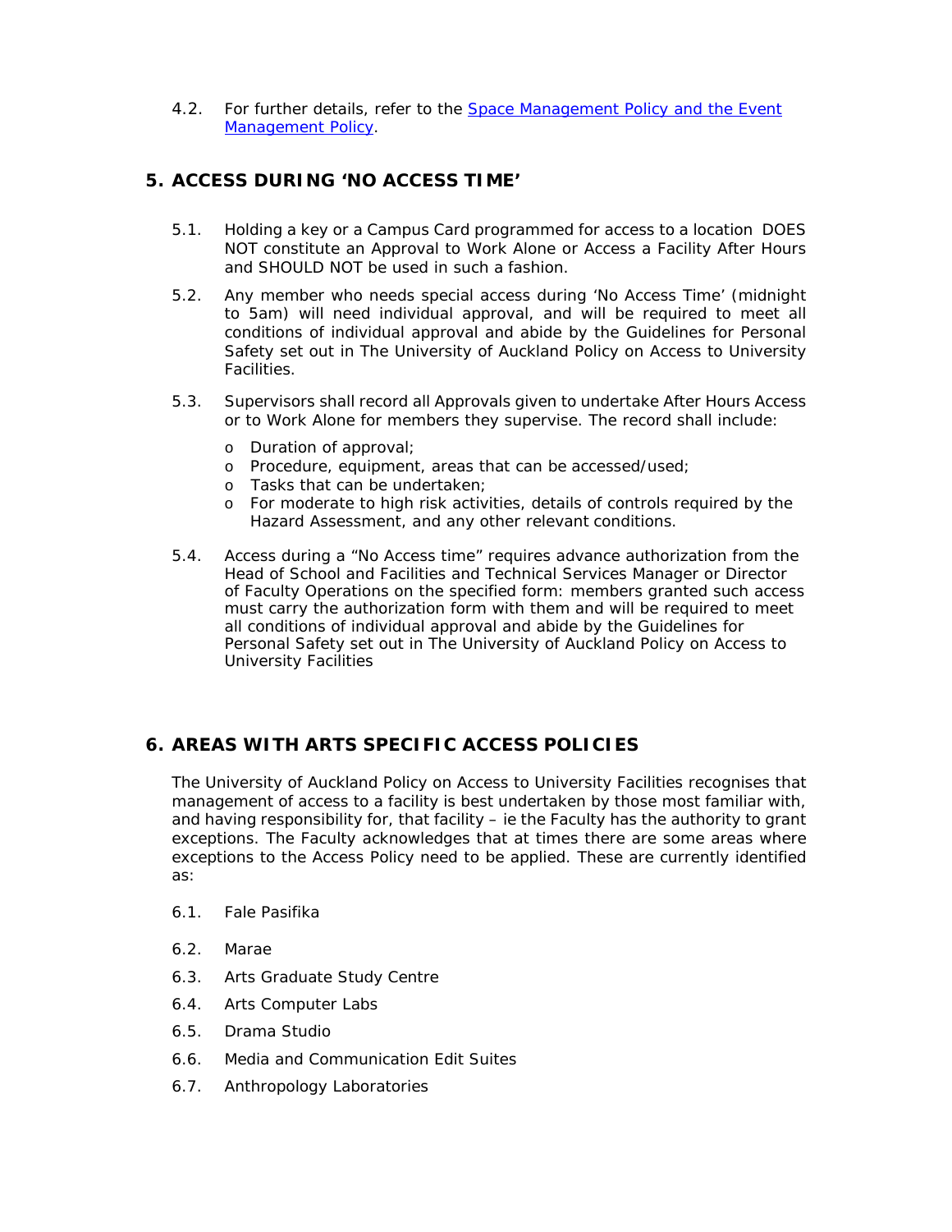4.2. For further details, refer to the [Space Management Policy and the Event Management Policy](#).

## 5. ACCESS DURING 'NO ACCESS TIME'

5.1. Holding a key or a Campus Card programmed for access to a location DOES NOT constitute an Approval to Work Alone or Access a Facility After Hours and SHOULD NOT be used in such a fashion.

5.2. Any member who needs special access during 'No Access Time' (midnight to 5am) will need individual approval, and will be required to meet all conditions of individual approval and abide by the Guidelines for Personal Safety set out in The University of Auckland Policy on Access to University Facilities.

5.3. Supervisors shall record all Approvals given to undertake After Hours Access or to Work Alone for members they supervise. The record shall include:

- Duration of approval;
- Procedure, equipment, areas that can be accessed/used;
- Tasks that can be undertaken;
- For moderate to high risk activities, details of controls required by the Hazard Assessment, and any other relevant conditions.

5.4. Access during a "No Access time" requires advance authorization from the Head of School and Facilities and Technical Services Manager or Director of Faculty Operations on the specified form: members granted such access must carry the authorization form with them and will be required to meet all conditions of individual approval and abide by the Guidelines for Personal Safety set out in The University of Auckland Policy on Access to University Facilities

## 6. AREAS WITH ARTS SPECIFIC ACCESS POLICIES

The University of Auckland Policy on Access to University Facilities recognises that management of access to a facility is best undertaken by those most familiar with, and having responsibility for, that facility – ie the Faculty has the authority to grant exceptions. The Faculty acknowledges that at times there are some areas where exceptions to the Access Policy need to be applied. These are currently identified as:

6.1. Fale Pasifika

6.2. Marae

6.3. Arts Graduate Study Centre

6.4. Arts Computer Labs

6.5. Drama Studio

6.6. Media and Communication Edit Suites

6.7. Anthropology Laboratories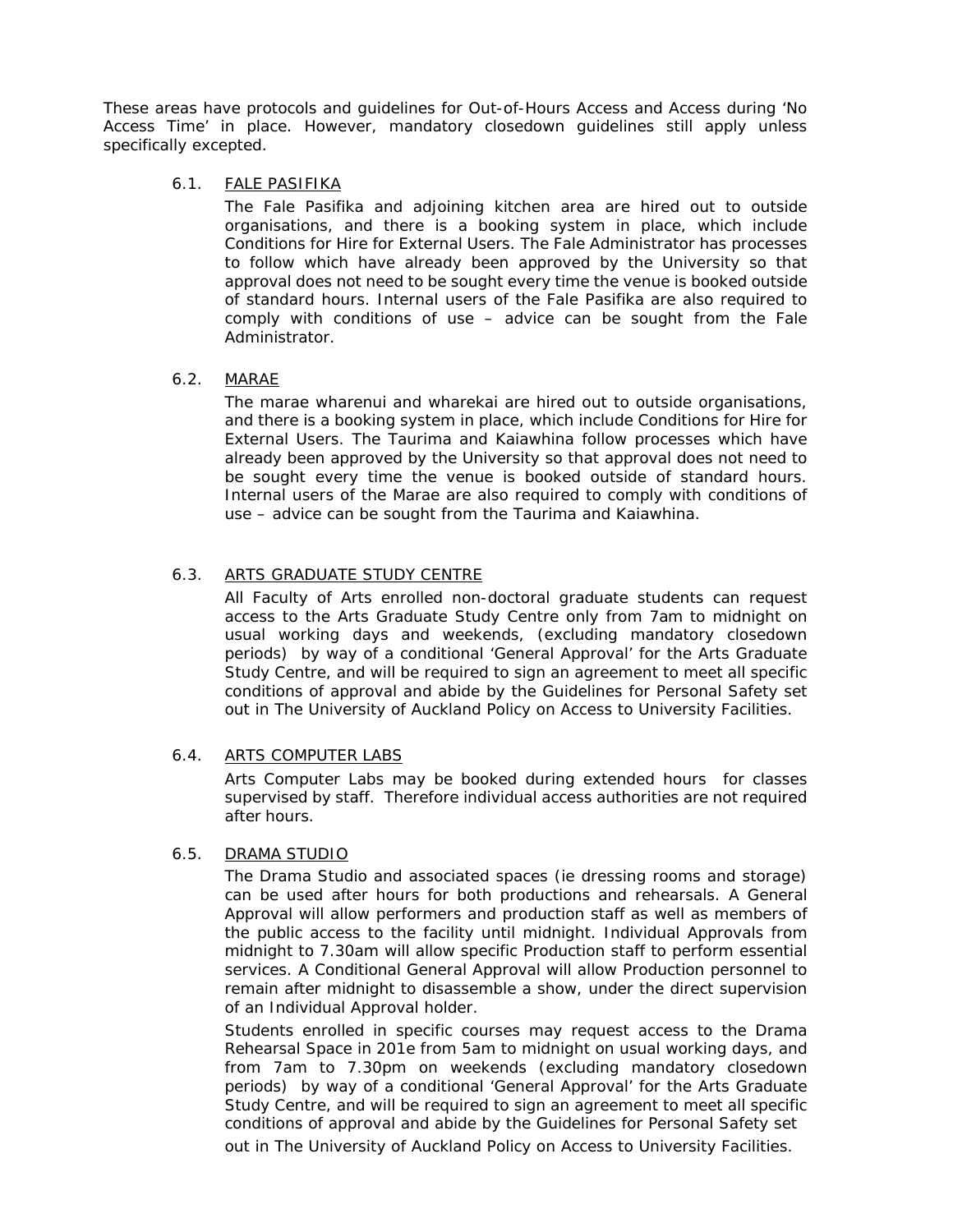These areas have protocols and guidelines for Out-of-Hours Access and Access during 'No Access Time' in place. However, mandatory closedown guidelines still apply unless specifically excepted.

### 6.1. FALE PASIFIKA

The Fale Pasifika and adjoining kitchen area are hired out to outside organisations, and there is a booking system in place, which include Conditions for Hire for External Users. The Fale Administrator has processes to follow which have already been approved by the University so that approval does not need to be sought every time the venue is booked outside of standard hours. Internal users of the Fale Pasifika are also required to comply with conditions of use – advice can be sought from the Fale Administrator.

### 6.2. MARAE

The marae wharenui and wharekai are hired out to outside organisations, and there is a booking system in place, which include Conditions for Hire for External Users. The Taurima and Kaiawhina follow processes which have already been approved by the University so that approval does not need to be sought every time the venue is booked outside of standard hours. Internal users of the Marae are also required to comply with conditions of use – advice can be sought from the Taurima and Kaiawhina.

### 6.3. ARTS GRADUATE STUDY CENTRE

All Faculty of Arts enrolled non-doctoral graduate students can request access to the Arts Graduate Study Centre only from 7am to midnight on usual working days and weekends, (excluding mandatory closedown periods) by way of a conditional 'General Approval' for the Arts Graduate Study Centre, and will be required to sign an agreement to meet all specific conditions of approval and abide by the Guidelines for Personal Safety set out in The University of Auckland Policy on Access to University Facilities.

### 6.4. ARTS COMPUTER LABS

Arts Computer Labs may be booked during extended hours for classes supervised by staff. Therefore individual access authorities are not required after hours.

### 6.5. DRAMA STUDIO

The Drama Studio and associated spaces (ie dressing rooms and storage) can be used after hours for both productions and rehearsals. A General Approval will allow performers and production staff as well as members of the public access to the facility until midnight. Individual Approvals from midnight to 7.30am will allow specific Production staff to perform essential services. A Conditional General Approval will allow Production personnel to remain after midnight to disassemble a show, under the direct supervision of an Individual Approval holder.

Students enrolled in specific courses may request access to the Drama Rehearsal Space in 201e from 5am to midnight on usual working days, and from 7am to 7.30pm on weekends (excluding mandatory closedown periods) by way of a conditional 'General Approval' for the Arts Graduate Study Centre, and will be required to sign an agreement to meet all specific conditions of approval and abide by the Guidelines for Personal Safety set out in The University of Auckland Policy on Access to University Facilities.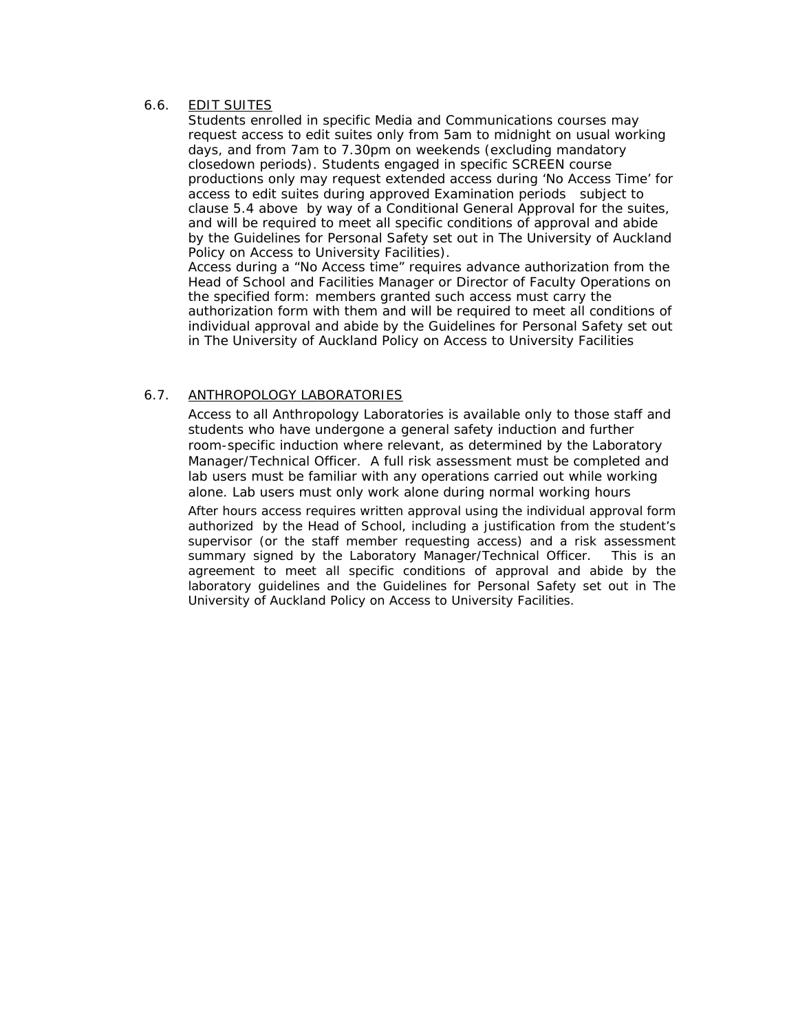### 6.6. EDIT SUITES

Students enrolled in specific Media and Communications courses may request access to edit suites only from 5am to midnight on usual working days, and from 7am to 7.30pm on weekends (excluding mandatory closedown periods). Students engaged in specific SCREEN course productions only may request extended access during 'No Access Time' for access to edit suites during approved Examination periods subject to clause 5.4 above by way of a Conditional General Approval for the suites, and will be required to meet all specific conditions of approval and abide by the Guidelines for Personal Safety set out in The University of Auckland Policy on Access to University Facilities).

Access during a "No Access time" requires advance authorization from the Head of School and Facilities Manager or Director of Faculty Operations on the specified form: members granted such access must carry the authorization form with them and will be required to meet all conditions of individual approval and abide by the Guidelines for Personal Safety set out in The University of Auckland Policy on Access to University Facilities

### 6.7. ANTHROPOLOGY LABORATORIES

Access to all Anthropology Laboratories is available only to those staff and students who have undergone a general safety induction and further room-specific induction where relevant, as determined by the Laboratory Manager/Technical Officer. A full risk assessment must be completed and lab users must be familiar with any operations carried out while working alone. Lab users must only work alone during normal working hours

After hours access requires written approval using the individual approval form authorized by the Head of School, including a justification from the student's supervisor (or the staff member requesting access) and a risk assessment summary signed by the Laboratory Manager/Technical Officer. This is an agreement to meet all specific conditions of approval and abide by the laboratory guidelines and the Guidelines for Personal Safety set out in The University of Auckland Policy on Access to University Facilities.